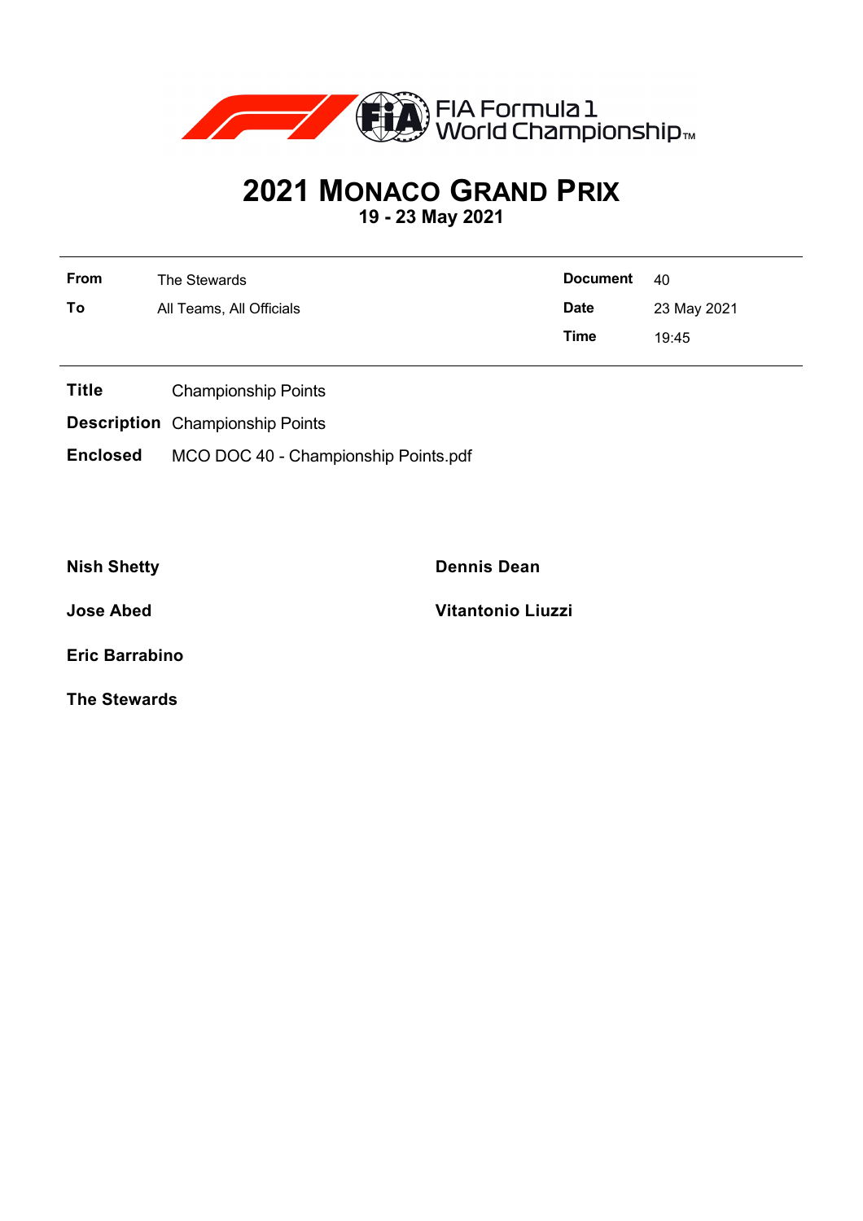FIA Formula 1 World Championship™

# 2021 MONACO GRAND PRIX

**19 - 23 May 2021**

| | | | |
|---|---|---|---|
| **From** | The Stewards | **Document** | 40 |
| **To** | All Teams, All Officials | **Date** | 23 May 2021 |
| | | **Time** | 19:45 |

**Title** Championship Points

**Description** Championship Points

**Enclosed** MCO DOC 40 - Championship Points.pdf

**Nish Shetty**

**Dennis Dean**

**Jose Abed**

**Vitantonio Liuzzi**

**Eric Barrabino**

**The Stewards**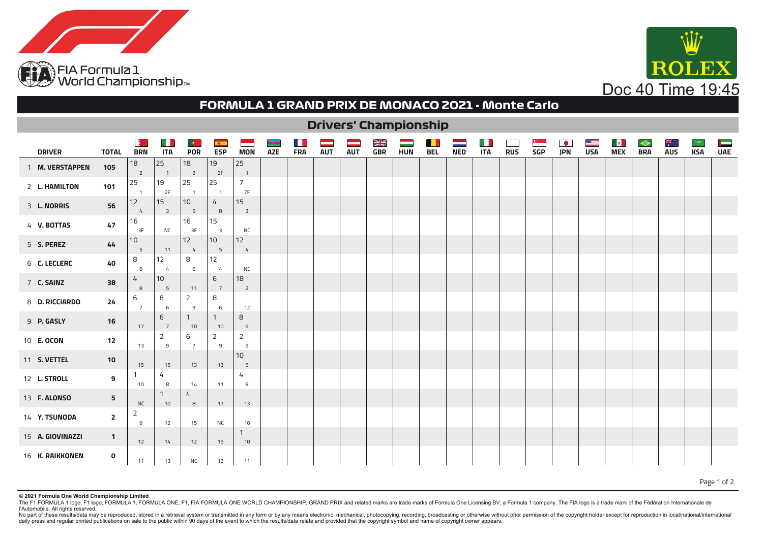FIA Formula 1 World Championship™

Doc 40 Time 19:45

## FORMULA 1 GRAND PRIX DE MONACO 2021 - Monte Carlo

### Drivers' Championship

Each race cell shows points / finishing position.

| | DRIVER | TOTAL | BRN | ITA | POR | ESP | MON | AZE | FRA | AUT | AUT | GBR | HUN | BEL | NED | ITA | RUS | SGP | JPN | USA | MEX | BRA | AUS | KSA | UAE |
|---|---|---|---|---|---|---|---|---|---|---|---|---|---|---|---|---|---|---|---|---|---|---|---|---|---|
| 1 | M. VERSTAPPEN | 105 | 18 / 2 | 25 / 1 | 18 / 2 | 19 / 2F | 25 / 1 | | | | | | | | | | | | | | | | | | |
| 2 | L. HAMILTON | 101 | 25 / 1 | 19 / 2F | 25 / 1 | 25 / 1 | 7 / 7F | | | | | | | | | | | | | | | | | | |
| 3 | L. NORRIS | 56 | 12 / 4 | 15 / 3 | 10 / 5 | 4 / 8 | 15 / 3 | | | | | | | | | | | | | | | | | | |
| 4 | V. BOTTAS | 47 | 16 / 3F | NC | 16 / 3F | 15 / 3 | NC | | | | | | | | | | | | | | | | | | |
| 5 | S. PEREZ | 44 | 10 / 5 | 11 | 12 / 4 | 10 / 5 | 12 / 4 | | | | | | | | | | | | | | | | | | |
| 6 | C. LECLERC | 40 | 8 / 6 | 12 / 4 | 8 / 6 | 12 / 4 | NC | | | | | | | | | | | | | | | | | | |
| 7 | C. SAINZ | 38 | 4 / 8 | 10 / 5 | 11 | 6 / 7 | 18 / 2 | | | | | | | | | | | | | | | | | | |
| 8 | D. RICCIARDO | 24 | 6 / 7 | 8 / 6 | 2 / 9 | 8 / 6 | 12 | | | | | | | | | | | | | | | | | | |
| 9 | P. GASLY | 16 | 17 | 6 / 7 | 1 / 10 | 1 / 10 | 8 / 6 | | | | | | | | | | | | | | | | | | |
| 10 | E. OCON | 12 | 13 | 2 / 9 | 6 / 7 | 2 / 9 | 2 / 9 | | | | | | | | | | | | | | | | | | |
| 11 | S. VETTEL | 10 | 15 | 15 | 13 | 13 | 10 / 5 | | | | | | | | | | | | | | | | | | |
| 12 | L. STROLL | 9 | 1 / 10 | 4 / 8 | 14 | 11 | 4 / 8 | | | | | | | | | | | | | | | | | | |
| 13 | F. ALONSO | 5 | NC | 1 / 10 | 4 / 8 | 17 | 13 | | | | | | | | | | | | | | | | | | |
| 14 | Y. TSUNODA | 2 | 2 / 9 | 12 | 15 | NC | 16 | | | | | | | | | | | | | | | | | | |
| 15 | A. GIOVINAZZI | 1 | 12 | 14 | 12 | 15 | 1 / 10 | | | | | | | | | | | | | | | | | | |
| 16 | K. RAIKKONEN | 0 | 11 | 13 | NC | 12 | 11 | | | | | | | | | | | | | | | | | | |

**© 2021 Formula One World Championship Limited**

The F1 FORMULA 1 logo, F1 logo, FORMULA 1, FORMULA ONE, F1, FIA FORMULA ONE WORLD CHAMPIONSHIP, GRAND PRIX and related marks are trade marks of Formula One Licensing BV, a Formula 1 company. The FIA logo is a trade mark of the Fédération Internationale de l'Automobile. All rights reserved.

No part of these results/data may be reproduced, stored in a retrieval system or transmitted in any form or by any means electronic, mechanical, photocopying, recording, broadcasting or otherwise without prior permission of the copyright holder except for reproduction in local/national/international daily press and regular printed publications on sale to the public within 90 days of the event to which the results/data relate and provided that the copyright symbol and name of copyright owner appears.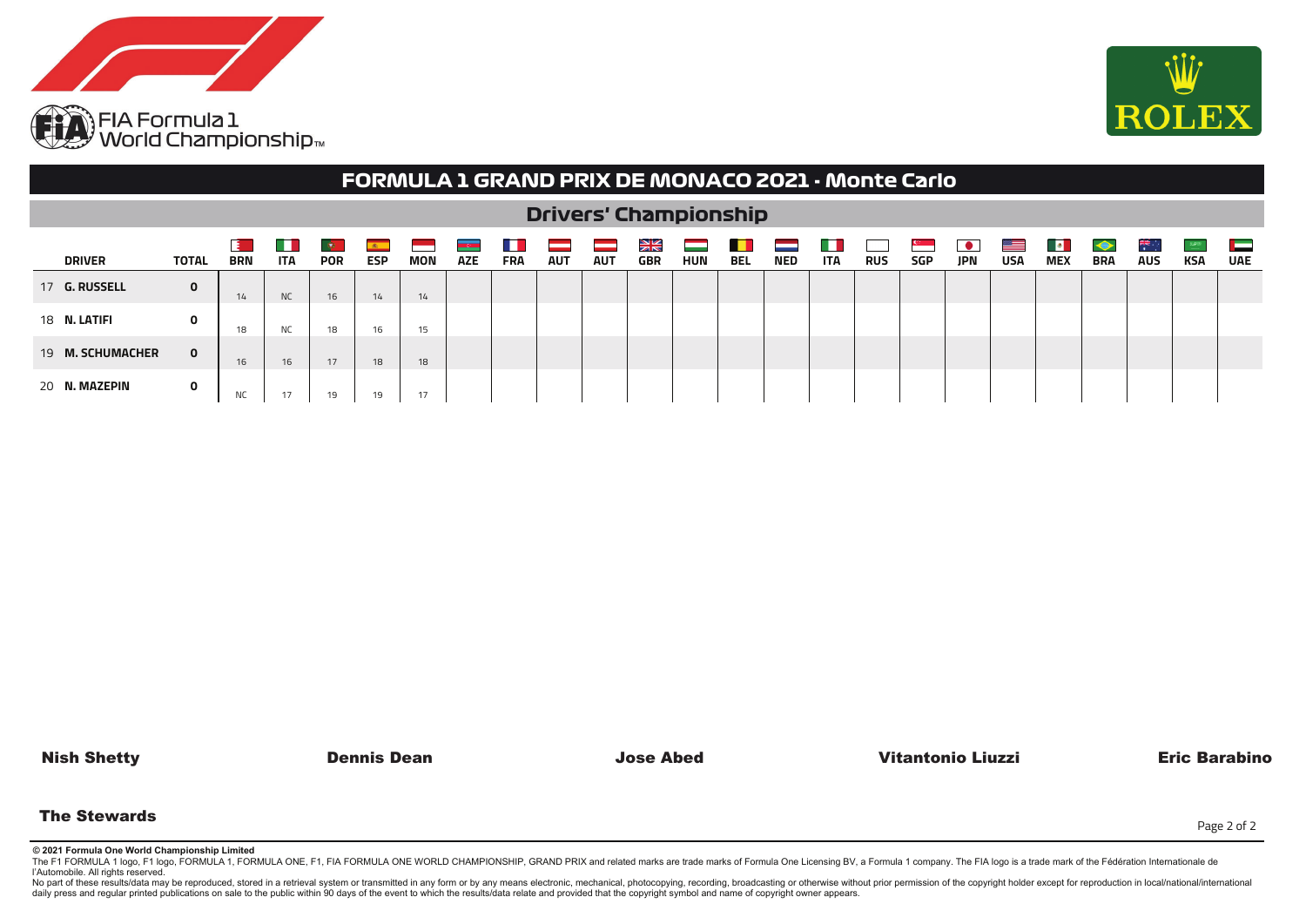FIA Formula 1 World Championship™

## FORMULA 1 GRAND PRIX DE MONACO 2021 - Monte Carlo

### Drivers' Championship

| | DRIVER | TOTAL | BRN | ITA | POR | ESP | MON | AZE | FRA | AUT | AUT | GBR | HUN | BEL | NED | ITA | RUS | SGP | JPN | USA | MEX | BRA | AUS | KSA | UAE |
|---|---|---|---|---|---|---|---|---|---|---|---|---|---|---|---|---|---|---|---|---|---|---|---|---|---|
| 17 | **G. RUSSELL** | **0** | 14 | NC | 16 | 14 | 14 | | | | | | | | | | | | | | | | | | |
| 18 | **N. LATIFI** | **0** | 18 | NC | 18 | 16 | 15 | | | | | | | | | | | | | | | | | | |
| 19 | **M. SCHUMACHER** | **0** | 16 | 16 | 17 | 18 | 18 | | | | | | | | | | | | | | | | | | |
| 20 | **N. MAZEPIN** | **0** | NC | 17 | 19 | 19 | 17 | | | | | | | | | | | | | | | | | | |

**Nish Shetty** **Dennis Dean** **Jose Abed** **Vitantonio Liuzzi** **Eric Barabino**

**The Stewards**

**© 2021 Formula One World Championship Limited**

The F1 FORMULA 1 logo, F1 logo, FORMULA 1, FORMULA ONE, F1, FIA FORMULA ONE WORLD CHAMPIONSHIP, GRAND PRIX and related marks are trade marks of Formula One Licensing BV, a Formula 1 company. The FIA logo is a trade mark of the Fédération Internationale de l'Automobile. All rights reserved.

No part of these results/data may be reproduced, stored in a retrieval system or transmitted in any form or by any means electronic, mechanical, photocopying, recording, broadcasting or otherwise without prior permission of the copyright holder except for reproduction in local/national/international daily press and regular printed publications on sale to the public within 90 days of the event to which the results/data relate and provided that the copyright symbol and name of copyright owner appears.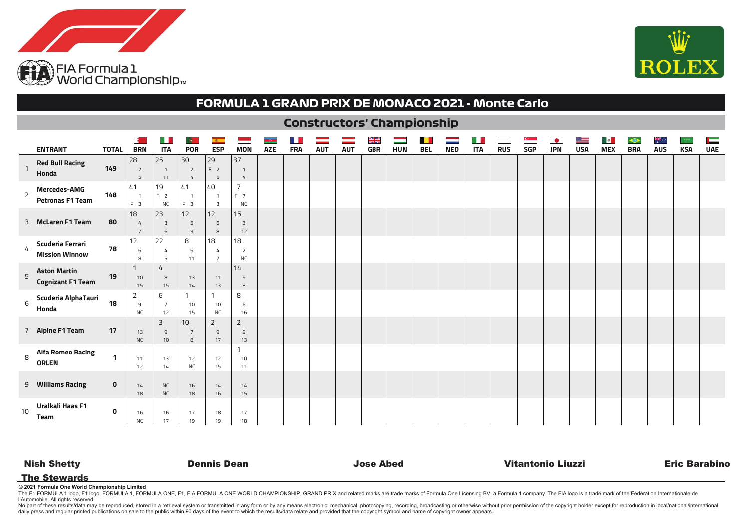FIA Formula 1 World Championship™

# FORMULA 1 GRAND PRIX DE MONACO 2021 - Monte Carlo

## Constructors' Championship

| | ENTRANT | TOTAL | BRN | ITA | POR | ESP | MON | AZE | FRA | AUT | AUT | GBR | HUN | BEL | NED | ITA | RUS | SGP | JPN | USA | MEX | BRA | AUS | KSA | UAE |
|---|---|---|---|---|---|---|---|---|---|---|---|---|---|---|---|---|---|---|---|---|---|---|---|---|---|
| 1 | Red Bull Racing Honda | 149 | 28 2 5 | 25 1 11 | 30 2 4 | 29 F 2 5 | 37 1 4 | | | | | | | | | | | | | | | | | | |
| 2 | Mercedes-AMG Petronas F1 Team | 148 | 41 1 F 3 | 19 F 2 NC | 41 1 F 3 | 40 1 3 | 7 F 7 NC | | | | | | | | | | | | | | | | | | |
| 3 | McLaren F1 Team | 80 | 18 4 7 | 23 3 6 | 12 5 9 | 12 6 8 | 15 3 12 | | | | | | | | | | | | | | | | | | |
| 4 | Scuderia Ferrari Mission Winnow | 78 | 12 6 8 | 22 4 5 | 8 6 11 | 18 4 7 | 18 2 NC | | | | | | | | | | | | | | | | | | |
| 5 | Aston Martin Cognizant F1 Team | 19 | 1 10 15 | 4 8 15 | 13 14 | 11 13 | 14 5 8 | | | | | | | | | | | | | | | | | | |
| 6 | Scuderia AlphaTauri Honda | 18 | 2 9 NC | 6 7 12 | 1 10 15 | 1 10 NC | 8 6 16 | | | | | | | | | | | | | | | | | | |
| 7 | Alpine F1 Team | 17 | 13 NC | 3 9 10 | 10 7 8 | 2 9 17 | 2 9 13 | | | | | | | | | | | | | | | | | | |
| 8 | Alfa Romeo Racing ORLEN | 1 | 11 12 | 13 14 | 12 NC | 12 15 | 1 10 11 | | | | | | | | | | | | | | | | | | |
| 9 | Williams Racing | 0 | 14 18 | NC NC | 16 18 | 14 16 | 14 15 | | | | | | | | | | | | | | | | | | |
| 10 | Uralkali Haas F1 Team | 0 | 16 NC | 16 17 | 17 19 | 18 19 | 17 18 | | | | | | | | | | | | | | | | | | |

**Nish Shetty** **Dennis Dean** **Jose Abed** **Vitantonio Liuzzi** **Eric Barabino**

**The Stewards**

**© 2021 Formula One World Championship Limited**

The F1 FORMULA 1 logo, F1 logo, FORMULA 1, FORMULA ONE, F1, FIA FORMULA ONE WORLD CHAMPIONSHIP, GRAND PRIX and related marks are trade marks of Formula One Licensing BV, a Formula 1 company. The FIA logo is a trade mark of the Fédération Internationale de l'Automobile. All rights reserved.

No part of these results/data may be reproduced, stored in a retrieval system or transmitted in any form or by any means electronic, mechanical, photocopying, recording, broadcasting or otherwise without prior permission of the copyright holder except for reproduction in local/national/international daily press and regular printed publications on sale to the public within 90 days of the event to which the results/data relate and provided that the copyright symbol and name of copyright owner appears.